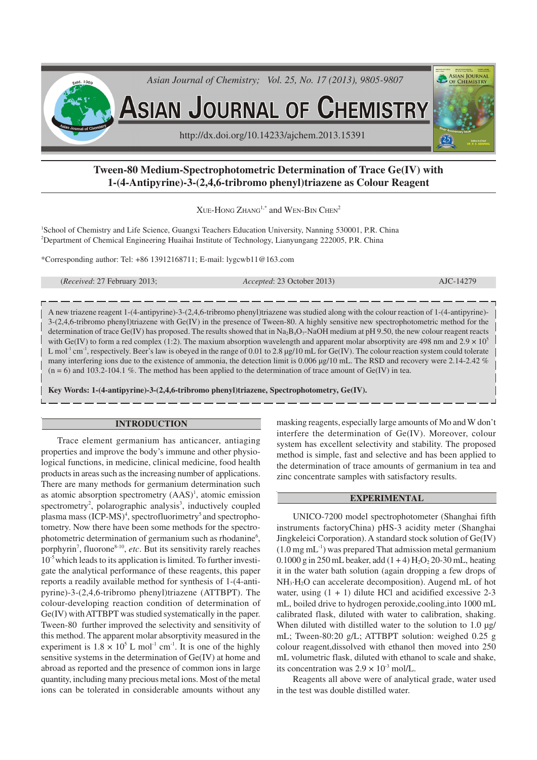# Tween-80 Medium-Spectrophotometric Determination of Trace Ge(IV) with 1-(4-Antipyrine)-3-(2,4,6-tribromo phenyl)triazene as Colour Reagent

XUE-HONG ZHANG[1,*] and WEN-BIN CHEN[2]

[1]School of Chemistry and Life Science, Guangxi Teachers Education University, Nanning 530001, P.R. China
[2]Department of Chemical Engineering Huaihai Institute of Technology, Lianyungang 222005, P.R. China

*Corresponding author: Tel: +86 13912168711; E-mail: lygcwb11@163.com

(*Received*: 27 February 2013; *Accepted*: 23 October 2013) AJC-14279

A new triazene reagent 1-(4-antipyrine)-3-(2,4,6-tribromo phenyl)triazene was studied along with the colour reaction of 1-(4-antipyrine)-3-(2,4,6-tribromo phenyl)triazene with Ge(IV) in the presence of Tween-80. A highly sensitive new spectrophotometric method for the determination of trace Ge(IV) has proposed. The results showed that in $Na_2B_4O_7$-NaOH medium at pH 9.50, the new colour reagent reacts with Ge(IV) to form a red complex (1:2). The maxium absorption wavelength and apparent molar absorptivity are 498 nm and $2.9 \times 10^5$ L $mol^{-1}$ $cm^{-1}$, respectively. Beer's law is obeyed in the range of 0.01 to 2.8 μg/10 mL for Ge(IV). The colour reaction system could tolerate many interfering ions due to the existence of ammonia, the detection limit is 0.006 μg/10 mL. The RSD and recovery were 2.14-2.42 % (n = 6) and 103.2-104.1 %. The method has been applied to the determination of trace amount of Ge(IV) in tea.

**Key Words: 1-(4-antipyrine)-3-(2,4,6-tribromo phenyl)triazene, Spectrophotometry, Ge(IV).**

## INTRODUCTION

Trace element germanium has anticancer, antiaging properties and improve the body's immune and other physiological functions, in medicine, clinical medicine, food health products in areas such as the increasing number of applications. There are many methods for germanium determination such as atomic absorption spectrometry (AAS)[1], atomic emission spectrometry[2], polarographic analysis[3], inductively coupled plasma mass (ICP-MS)[4], spectrofluorimetry[5] and spectrophotometry. Now there have been some methods for the spectrophotometric determination of germanium such as rhodanine[6], porphyrin[7], fluorone[8-10], *etc*. But its sensitivity rarely reaches $10^{-5}$ which leads to its application is limited. To further investigate the analytical performance of these reagents, this paper reports a readily available method for synthesis of 1-(4-antipyrine)-3-(2,4,6-tribromo phenyl)triazene (ATTBPT). The colour-developing reaction condition of determination of Ge(IV) with ATTBPT was studied systematically in the paper. Tween-80 further improved the selectivity and sensitivity of this method. The apparent molar absorptivity measured in the experiment is $1.8 \times 10^5$ L $mol^{-1}$ $cm^{-1}$. It is one of the highly sensitive systems in the determination of Ge(IV) at home and abroad as reported and the presence of common ions in large quantity, including many precious metal ions. Most of the metal ions can be tolerated in considerable amounts without any masking reagents, especially large amounts of Mo and W don't interfere the determination of Ge(IV). Moreover, colour system has excellent selectivity and stability. The proposed method is simple, fast and selective and has been applied to the determination of trace amounts of germanium in tea and zinc concentrate samples with satisfactory results.

## EXPERIMENTAL

UNICO-7200 model spectrophotometer (Shanghai fifth instruments factoryChina) pHS-3 acidity meter (Shanghai Jingkeleici Corporation). A standard stock solution of Ge(IV) (1.0 mg $mL^{-1}$) was prepared That admission metal germanium 0.1000 g in 250 mL beaker, add (1 + 4) $H_2O_2$ 20-30 mL, heating it in the water bath solution (again dropping a few drops of $NH_3 \cdot H_2O$ can accelerate decomposition). Augend mL of hot water, using (1 + 1) dilute HCl and acidified excessive 2-3 mL, boiled drive to hydrogen peroxide,cooling,into 1000 mL calibrated flask, diluted with water to calibration, shaking. When diluted with distilled water to the solution to 1.0 μg/mL; Tween-80:20 g/L; ATTBPT solution: weighed 0.25 g colour reagent,dissolved with ethanol then moved into 250 mL volumetric flask, diluted with ethanol to scale and shake, its concentration was $2.9 \times 10^{-3}$ mol/L.

Reagents all above were of analytical grade, water used in the test was double distilled water.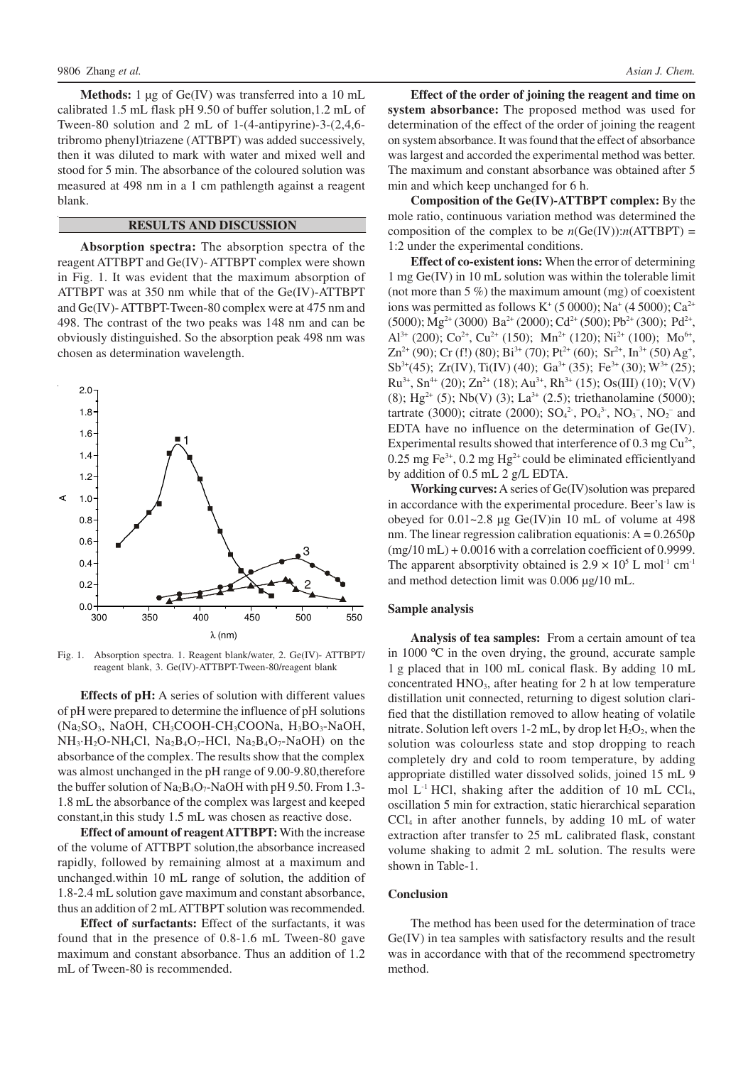**Methods:** 1 μg of Ge(IV) was transferred into a 10 mL calibrated 1.5 mL flask pH 9.50 of buffer solution,1.2 mL of Tween-80 solution and 2 mL of 1-(4-antipyrine)-3-(2,4,6-tribromo phenyl)triazene (ATTBPT) was added successively, then it was diluted to mark with water and mixed well and stood for 5 min. The absorbance of the coloured solution was measured at 498 nm in a 1 cm pathlength against a reagent blank.

## RESULTS AND DISCUSSION

**Absorption spectra:** The absorption spectra of the reagent ATTBPT and Ge(IV)- ATTBPT complex were shown in Fig. 1. It was evident that the maximum absorption of ATTBPT was at 350 nm while that of the Ge(IV)-ATTBPT and Ge(IV)- ATTBPT-Tween-80 complex were at 475 nm and 498. The contrast of the two peaks was 148 nm and can be obviously distinguished. So the absorption peak 498 nm was chosen as determination wavelength.

Fig. 1. Absorption spectra. 1. Reagent blank/water, 2. Ge(IV)- ATTBPT/ reagent blank, 3. Ge(IV)-ATTBPT-Tween-80/reagent blank

**Effects of pH:** A series of solution with different values of pH were prepared to determine the influence of pH solutions ($Na_2SO_3$, NaOH, $CH_3COOH$-$CH_3COONa$, $H_3BO_3$-NaOH, $NH_3 \cdot H_2O$-$NH_4Cl$, $Na_2B_4O_7$-HCl, $Na_2B_4O_7$-NaOH) on the absorbance of the complex. The results show that the complex was almost unchanged in the pH range of 9.00-9.80,therefore the buffer solution of $Na_2B_4O_7$-NaOH with pH 9.50. From 1.3-1.8 mL the absorbance of the complex was largest and keeped constant,in this study 1.5 mL was chosen as reactive dose.

**Effect of amount of reagent ATTBPT:** With the increase of the volume of ATTBPT solution,the absorbance increased rapidly, followed by remaining almost at a maximum and unchanged.within 10 mL range of solution, the addition of 1.8-2.4 mL solution gave maximum and constant absorbance, thus an addition of 2 mL ATTBPT solution was recommended.

**Effect of surfactants:** Effect of the surfactants, it was found that in the presence of 0.8-1.6 mL Tween-80 gave maximum and constant absorbance. Thus an addition of 1.2 mL of Tween-80 is recommended.

**Effect of the order of joining the reagent and time on system absorbance:** The proposed method was used for determination of the effect of the order of joining the reagent on system absorbance. It was found that the effect of absorbance was largest and accorded the experimental method was better. The maximum and constant absorbance was obtained after 5 min and which keep unchanged for 6 h.

**Composition of the Ge(IV)-ATTBPT complex:** By the mole ratio, continuous variation method was determined the composition of the complex to be $n$(Ge(IV)):$n$(ATTBPT) = 1:2 under the experimental conditions.

**Effect of co-existent ions:** When the error of determining 1 mg Ge(IV) in 10 mL solution was within the tolerable limit (not more than 5 %) the maximum amount (mg) of coexistent ions was permitted as follows $K^+$ (5 0000); $Na^+$ (4 5000); $Ca^{2+}$ (5000); $Mg^{2+}$ (3000) $Ba^{2+}$ (2000); $Cd^{2+}$ (500); $Pb^{2+}$ (300); $Pd^{2+}$, $Al^{3+}$ (200); $Co^{2+}$, $Cu^{2+}$ (150); $Mn^{2+}$ (120); $Ni^{2+}$ (100); $Mo^{6+}$, $Zn^{2+}$ (90); Cr (f!) (80); $Bi^{3+}$ (70); $Pt^{2+}$ (60); $Sr^{2+}$, $In^{3+}$ (50) $Ag^+$, $Sb^{3+}$(45); Zr(IV), Ti(IV) (40); $Ga^{3+}$ (35); $Fe^{3+}$ (30); $W^{3+}$ (25); $Ru^{3+}$, $Sn^{4+}$ (20); $Zn^{2+}$ (18); $Au^{3+}$, $Rh^{3+}$ (15); Os(III) (10); V(V) (8); $Hg^{2+}$ (5); Nb(V) (3); $La^{3+}$ (2.5); triethanolamine (5000); tartrate (3000); citrate (2000); $SO_4^{2-}$, $PO_4^{3-}$, $NO_3^-$, $NO_2^-$ and EDTA have no influence on the determination of Ge(IV). Experimental results showed that interference of 0.3 mg $Cu^{2+}$, 0.25 mg $Fe^{3+}$, 0.2 mg $Hg^{2+}$ could be eliminated efficientlyand by addition of 0.5 mL 2 g/L EDTA.

**Working curves:** A series of Ge(IV)solution was prepared in accordance with the experimental procedure. Beer's law is obeyed for 0.01~2.8 μg Ge(IV)in 10 mL of volume at 498 nm. The linear regression calibration equationis: $A = 0.2650\rho$ (mg/10 mL) + 0.0016 with a correlation coefficient of 0.9999. The apparent absorptivity obtained is $2.9 \times 10^5$ L $mol^{-1}$ $cm^{-1}$ and method detection limit was 0.006 μg/10 mL.

### Sample analysis

**Analysis of tea samples:** From a certain amount of tea in 1000 ºC in the oven drying, the ground, accurate sample 1 g placed that in 100 mL conical flask. By adding 10 mL concentrated $HNO_3$, after heating for 2 h at low temperature distillation unit connected, returning to digest solution clarified that the distillation removed to allow heating of volatile nitrate. Solution left overs 1-2 mL, by drop let $H_2O_2$, when the solution was colourless state and stop dropping to reach completely dry and cold to room temperature, by adding appropriate distilled water dissolved solids, joined 15 mL 9 mol $L^{-1}$ HCl, shaking after the addition of 10 mL $CCl_4$, oscillation 5 min for extraction, static hierarchical separation $CCl_4$ in after another funnels, by adding 10 mL of water extraction after transfer to 25 mL calibrated flask, constant volume shaking to admit 2 mL solution. The results were shown in Table-1.

### Conclusion

The method has been used for the determination of trace Ge(IV) in tea samples with satisfactory results and the result was in accordance with that of the recommend spectrometry method.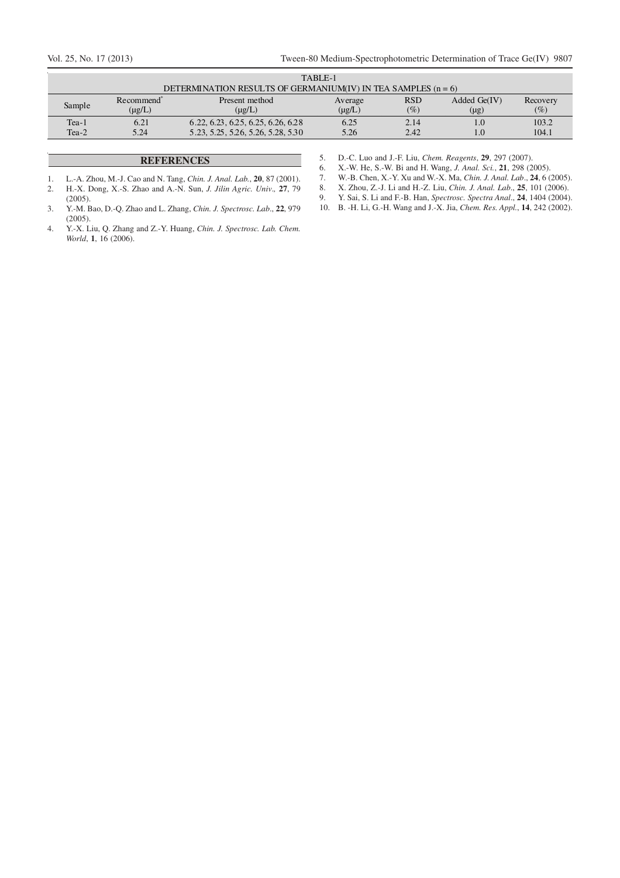TABLE-1
DETERMINATION RESULTS OF GERMANIUM(IV) IN TEA SAMPLES (n = 6)

| Sample | Recommend* (μg/L) | Present method (μg/L) | Average (μg/L) | RSD (%) | Added Ge(IV) (μg) | Recovery (%) |
|---|---|---|---|---|---|---|
| Tea-1 | 6.21 | 6.22, 6.23, 6.25, 6.25, 6.26, 6.28 | 6.25 | 2.14 | 1.0 | 103.2 |
| Tea-2 | 5.24 | 5.23, 5.25, 5.26, 5.26, 5.28, 5.30 | 5.26 | 2.42 | 1.0 | 104.1 |

## REFERENCES

1. L.-A. Zhou, M.-J. Cao and N. Tang, *Chin. J. Anal. Lab.*, **20**, 87 (2001).
2. H.-X. Dong, X.-S. Zhao and A.-N. Sun, *J. Jilin Agric. Univ.,* **27**, 79 (2005).
3. Y.-M. Bao, D.-Q. Zhao and L. Zhang, *Chin. J. Spectrosc. Lab.*, **22**, 979 (2005).
4. Y.-X. Liu, Q. Zhang and Z.-Y. Huang, *Chin. J. Spectrosc. Lab. Chem. World*, **1**, 16 (2006).
5. D.-C. Luo and J.-F. Liu, *Chem. Reagents*, **29**, 297 (2007).
6. X.-W. He, S.-W. Bi and H. Wang, *J. Anal. Sci.*, **21**, 298 (2005).
7. W.-B. Chen, X.-Y. Xu and W.-X. Ma, *Chin. J. Anal. Lab*., **24**, 6 (2005).
8. X. Zhou, Z.-J. Li and H.-Z. Liu, *Chin. J. Anal. Lab*., **25**, 101 (2006).
9. Y. Sai, S. Li and F.-B. Han, *Spectrosc. Spectra Anal*., **24**, 1404 (2004).
10. B. -H. Li, G.-H. Wang and J.-X. Jia, *Chem. Res. Appl.*, **14**, 242 (2002).